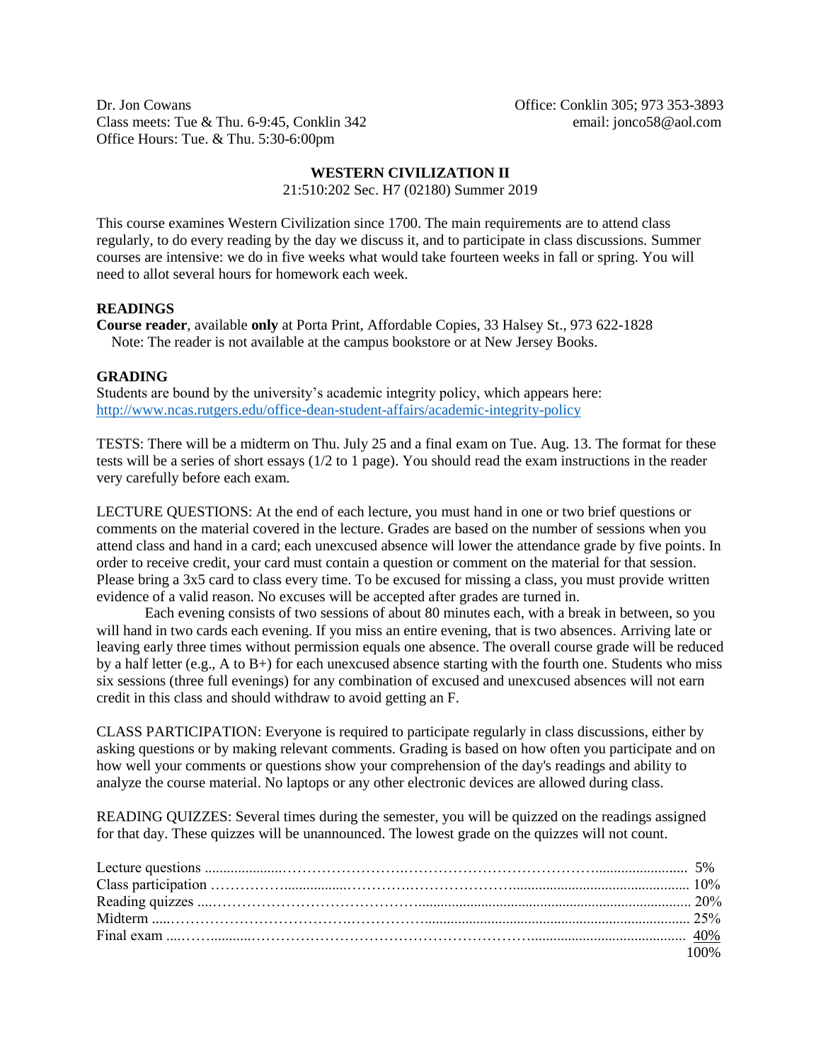Dr. Jon Cowans
Class meets: Tue & Thu. 6-9:45, Conklin 342
Office Hours: Tue. & Thu. 5:30-6:00pm

Office: Conklin 305; 973 353-3893
email: jonco58@aol.com

## WESTERN CIVILIZATION II

21:510:202 Sec. H7 (02180) Summer 2019

This course examines Western Civilization since 1700. The main requirements are to attend class regularly, to do every reading by the day we discuss it, and to participate in class discussions. Summer courses are intensive: we do in five weeks what would take fourteen weeks in fall or spring. You will need to allot several hours for homework each week.

### READINGS

**Course reader**, available **only** at Porta Print, Affordable Copies, 33 Halsey St., 973 622-1828
Note: The reader is not available at the campus bookstore or at New Jersey Books.

### GRADING

Students are bound by the university's academic integrity policy, which appears here: http://www.ncas.rutgers.edu/office-dean-student-affairs/academic-integrity-policy

TESTS: There will be a midterm on Thu. July 25 and a final exam on Tue. Aug. 13. The format for these tests will be a series of short essays (1/2 to 1 page). You should read the exam instructions in the reader very carefully before each exam.

LECTURE QUESTIONS: At the end of each lecture, you must hand in one or two brief questions or comments on the material covered in the lecture. Grades are based on the number of sessions when you attend class and hand in a card; each unexcused absence will lower the attendance grade by five points. In order to receive credit, your card must contain a question or comment on the material for that session. Please bring a 3x5 card to class every time. To be excused for missing a class, you must provide written evidence of a valid reason. No excuses will be accepted after grades are turned in.

Each evening consists of two sessions of about 80 minutes each, with a break in between, so you will hand in two cards each evening. If you miss an entire evening, that is two absences. Arriving late or leaving early three times without permission equals one absence. The overall course grade will be reduced by a half letter (e.g., A to B+) for each unexcused absence starting with the fourth one. Students who miss six sessions (three full evenings) for any combination of excused and unexcused absences will not earn credit in this class and should withdraw to avoid getting an F.

CLASS PARTICIPATION: Everyone is required to participate regularly in class discussions, either by asking questions or by making relevant comments. Grading is based on how often you participate and on how well your comments or questions show your comprehension of the day's readings and ability to analyze the course material. No laptops or any other electronic devices are allowed during class.

READING QUIZZES: Several times during the semester, you will be quizzed on the readings assigned for that day. These quizzes will be unannounced. The lowest grade on the quizzes will not count.

| | |
|---|---|
| Lecture questions | 5% |
| Class participation | 10% |
| Reading quizzes | 20% |
| Midterm | 25% |
| Final exam | 40% |
| | 100% |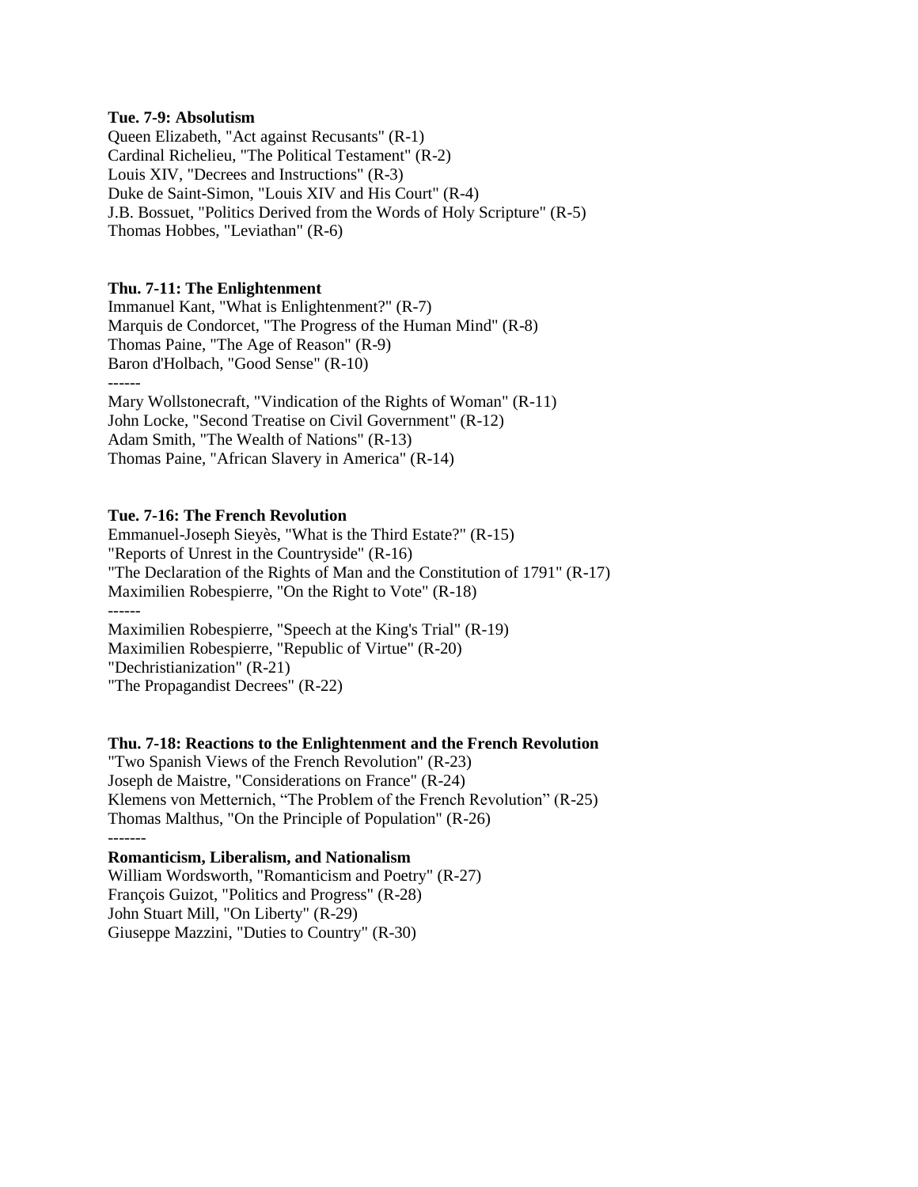**Tue. 7-9: Absolutism**

Queen Elizabeth, "Act against Recusants" (R-1)
Cardinal Richelieu, "The Political Testament" (R-2)
Louis XIV, "Decrees and Instructions" (R-3)
Duke de Saint-Simon, "Louis XIV and His Court" (R-4)
J.B. Bossuet, "Politics Derived from the Words of Holy Scripture" (R-5)
Thomas Hobbes, "Leviathan" (R-6)

**Thu. 7-11: The Enlightenment**

Immanuel Kant, "What is Enlightenment?" (R-7)
Marquis de Condorcet, "The Progress of the Human Mind" (R-8)
Thomas Paine, "The Age of Reason" (R-9)
Baron d'Holbach, "Good Sense" (R-10)
------
Mary Wollstonecraft, "Vindication of the Rights of Woman" (R-11)
John Locke, "Second Treatise on Civil Government" (R-12)
Adam Smith, "The Wealth of Nations" (R-13)
Thomas Paine, "African Slavery in America" (R-14)

**Tue. 7-16: The French Revolution**

Emmanuel-Joseph Sieyès, "What is the Third Estate?" (R-15)
"Reports of Unrest in the Countryside" (R-16)
"The Declaration of the Rights of Man and the Constitution of 1791" (R-17)
Maximilien Robespierre, "On the Right to Vote" (R-18)
------
Maximilien Robespierre, "Speech at the King's Trial" (R-19)
Maximilien Robespierre, "Republic of Virtue" (R-20)
"Dechristianization" (R-21)
"The Propagandist Decrees" (R-22)

**Thu. 7-18: Reactions to the Enlightenment and the French Revolution**

"Two Spanish Views of the French Revolution" (R-23)
Joseph de Maistre, "Considerations on France" (R-24)
Klemens von Metternich, "The Problem of the French Revolution" (R-25)
Thomas Malthus, "On the Principle of Population" (R-26)
-------

**Romanticism, Liberalism, and Nationalism**

William Wordsworth, "Romanticism and Poetry" (R-27)
François Guizot, "Politics and Progress" (R-28)
John Stuart Mill, "On Liberty" (R-29)
Giuseppe Mazzini, "Duties to Country" (R-30)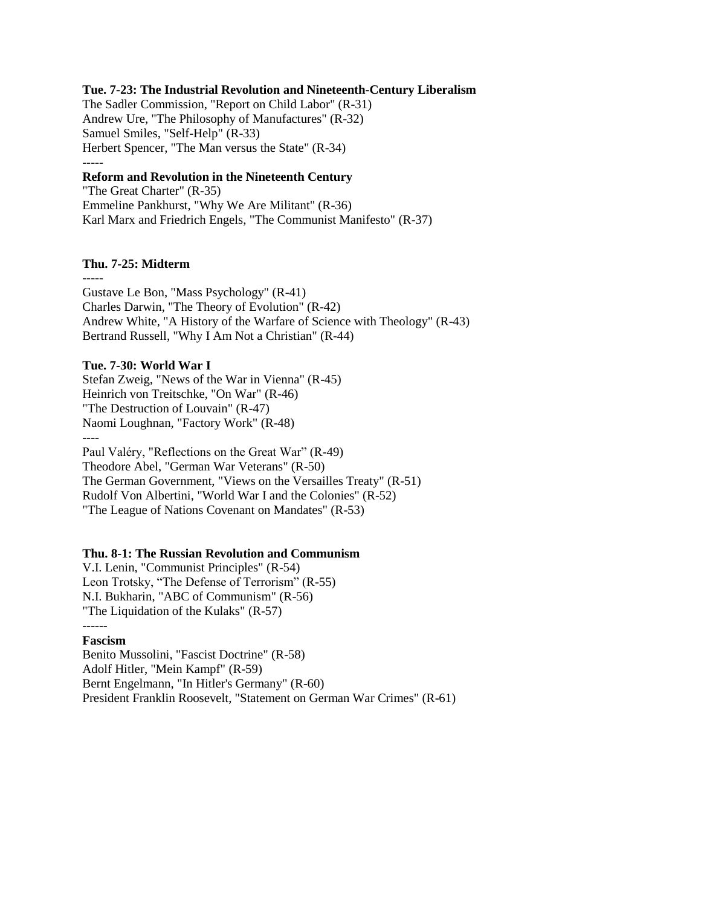**Tue. 7-23: The Industrial Revolution and Nineteenth-Century Liberalism**

The Sadler Commission, "Report on Child Labor" (R-31)
Andrew Ure, "The Philosophy of Manufactures" (R-32)
Samuel Smiles, "Self-Help" (R-33)
Herbert Spencer, "The Man versus the State" (R-34)

-----

**Reform and Revolution in the Nineteenth Century**

"The Great Charter" (R-35)
Emmeline Pankhurst, "Why We Are Militant" (R-36)
Karl Marx and Friedrich Engels, "The Communist Manifesto" (R-37)

**Thu. 7-25: Midterm**

-----

Gustave Le Bon, "Mass Psychology" (R-41)
Charles Darwin, "The Theory of Evolution" (R-42)
Andrew White, "A History of the Warfare of Science with Theology" (R-43)
Bertrand Russell, "Why I Am Not a Christian" (R-44)

**Tue. 7-30: World War I**

Stefan Zweig, "News of the War in Vienna" (R-45)
Heinrich von Treitschke, "On War" (R-46)
"The Destruction of Louvain" (R-47)
Naomi Loughnan, "Factory Work" (R-48)

----

Paul Valéry, "Reflections on the Great War" (R-49)
Theodore Abel, "German War Veterans" (R-50)
The German Government, "Views on the Versailles Treaty" (R-51)
Rudolf Von Albertini, "World War I and the Colonies" (R-52)
"The League of Nations Covenant on Mandates" (R-53)

**Thu. 8-1: The Russian Revolution and Communism**

V.I. Lenin, "Communist Principles" (R-54)
Leon Trotsky, "The Defense of Terrorism" (R-55)
N.I. Bukharin, "ABC of Communism" (R-56)
"The Liquidation of the Kulaks" (R-57)

------

**Fascism**

Benito Mussolini, "Fascist Doctrine" (R-58)
Adolf Hitler, "Mein Kampf" (R-59)
Bernt Engelmann, "In Hitler's Germany" (R-60)
President Franklin Roosevelt, "Statement on German War Crimes" (R-61)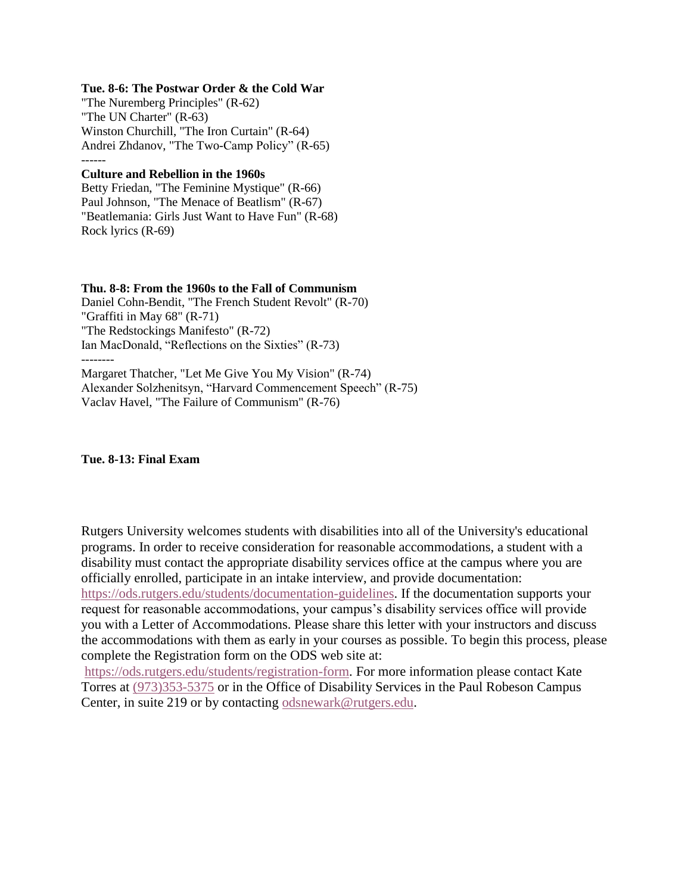**Tue. 8-6: The Postwar Order & the Cold War**

"The Nuremberg Principles" (R-62)
"The UN Charter" (R-63)
Winston Churchill, "The Iron Curtain" (R-64)
Andrei Zhdanov, "The Two-Camp Policy" (R-65)
------

**Culture and Rebellion in the 1960s**

Betty Friedan, "The Feminine Mystique" (R-66)
Paul Johnson, "The Menace of Beatlism" (R-67)
"Beatlemania: Girls Just Want to Have Fun" (R-68)
Rock lyrics (R-69)

**Thu. 8-8: From the 1960s to the Fall of Communism**

Daniel Cohn-Bendit, "The French Student Revolt" (R-70)
"Graffiti in May 68" (R-71)
"The Redstockings Manifesto" (R-72)
Ian MacDonald, "Reflections on the Sixties" (R-73)
--------
Margaret Thatcher, "Let Me Give You My Vision" (R-74)
Alexander Solzhenitsyn, "Harvard Commencement Speech" (R-75)
Vaclav Havel, "The Failure of Communism" (R-76)

**Tue. 8-13: Final Exam**

Rutgers University welcomes students with disabilities into all of the University's educational programs. In order to receive consideration for reasonable accommodations, a student with a disability must contact the appropriate disability services office at the campus where you are officially enrolled, participate in an intake interview, and provide documentation: https://ods.rutgers.edu/students/documentation-guidelines. If the documentation supports your request for reasonable accommodations, your campus's disability services office will provide you with a Letter of Accommodations. Please share this letter with your instructors and discuss the accommodations with them as early in your courses as possible. To begin this process, please complete the Registration form on the ODS web site at: https://ods.rutgers.edu/students/registration-form. For more information please contact Kate Torres at (973)353-5375 or in the Office of Disability Services in the Paul Robeson Campus Center, in suite 219 or by contacting odsnewark@rutgers.edu.